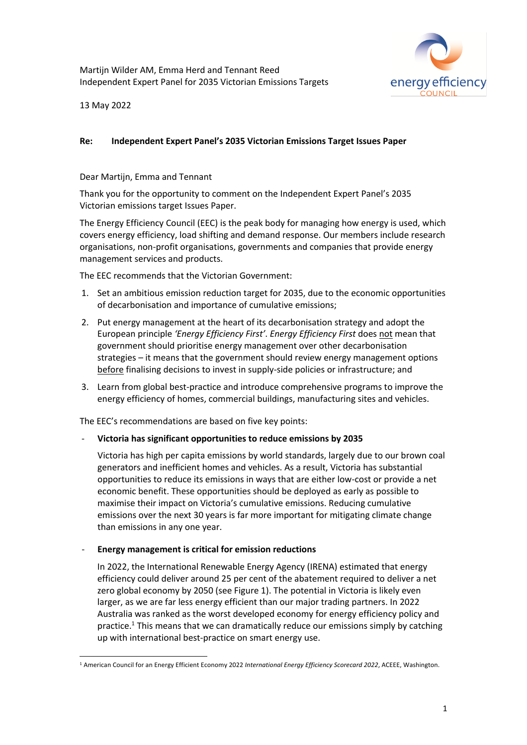Martijn Wilder AM, Emma Herd and Tennant Reed
Independent Expert Panel for 2035 Victorian Emissions Targets

13 May 2022

**Re: Independent Expert Panel's 2035 Victorian Emissions Target Issues Paper**

Dear Martijn, Emma and Tennant

Thank you for the opportunity to comment on the Independent Expert Panel's 2035 Victorian emissions target Issues Paper.

The Energy Efficiency Council (EEC) is the peak body for managing how energy is used, which covers energy efficiency, load shifting and demand response. Our members include research organisations, non-profit organisations, governments and companies that provide energy management services and products.

The EEC recommends that the Victorian Government:

1. Set an ambitious emission reduction target for 2035, due to the economic opportunities of decarbonisation and importance of cumulative emissions;
2. Put energy management at the heart of its decarbonisation strategy and adopt the European principle *'Energy Efficiency First'*. *Energy Efficiency First* does <u>not</u> mean that government should prioritise energy management over other decarbonisation strategies – it means that the government should review energy management options <u>before</u> finalising decisions to invest in supply-side policies or infrastructure; and
3. Learn from global best-practice and introduce comprehensive programs to improve the energy efficiency of homes, commercial buildings, manufacturing sites and vehicles.

The EEC's recommendations are based on five key points:

- **Victoria has significant opportunities to reduce emissions by 2035**

  Victoria has high per capita emissions by world standards, largely due to our brown coal generators and inefficient homes and vehicles. As a result, Victoria has substantial opportunities to reduce its emissions in ways that are either low-cost or provide a net economic benefit. These opportunities should be deployed as early as possible to maximise their impact on Victoria's cumulative emissions. Reducing cumulative emissions over the next 30 years is far more important for mitigating climate change than emissions in any one year.

- **Energy management is critical for emission reductions**

  In 2022, the International Renewable Energy Agency (IRENA) estimated that energy efficiency could deliver around 25 per cent of the abatement required to deliver a net zero global economy by 2050 (see Figure 1). The potential in Victoria is likely even larger, as we are far less energy efficient than our major trading partners. In 2022 Australia was ranked as the worst developed economy for energy efficiency policy and practice.[1] This means that we can dramatically reduce our emissions simply by catching up with international best-practice on smart energy use.

[1] American Council for an Energy Efficient Economy 2022 *International Energy Efficiency Scorecard 2022*, ACEEE, Washington.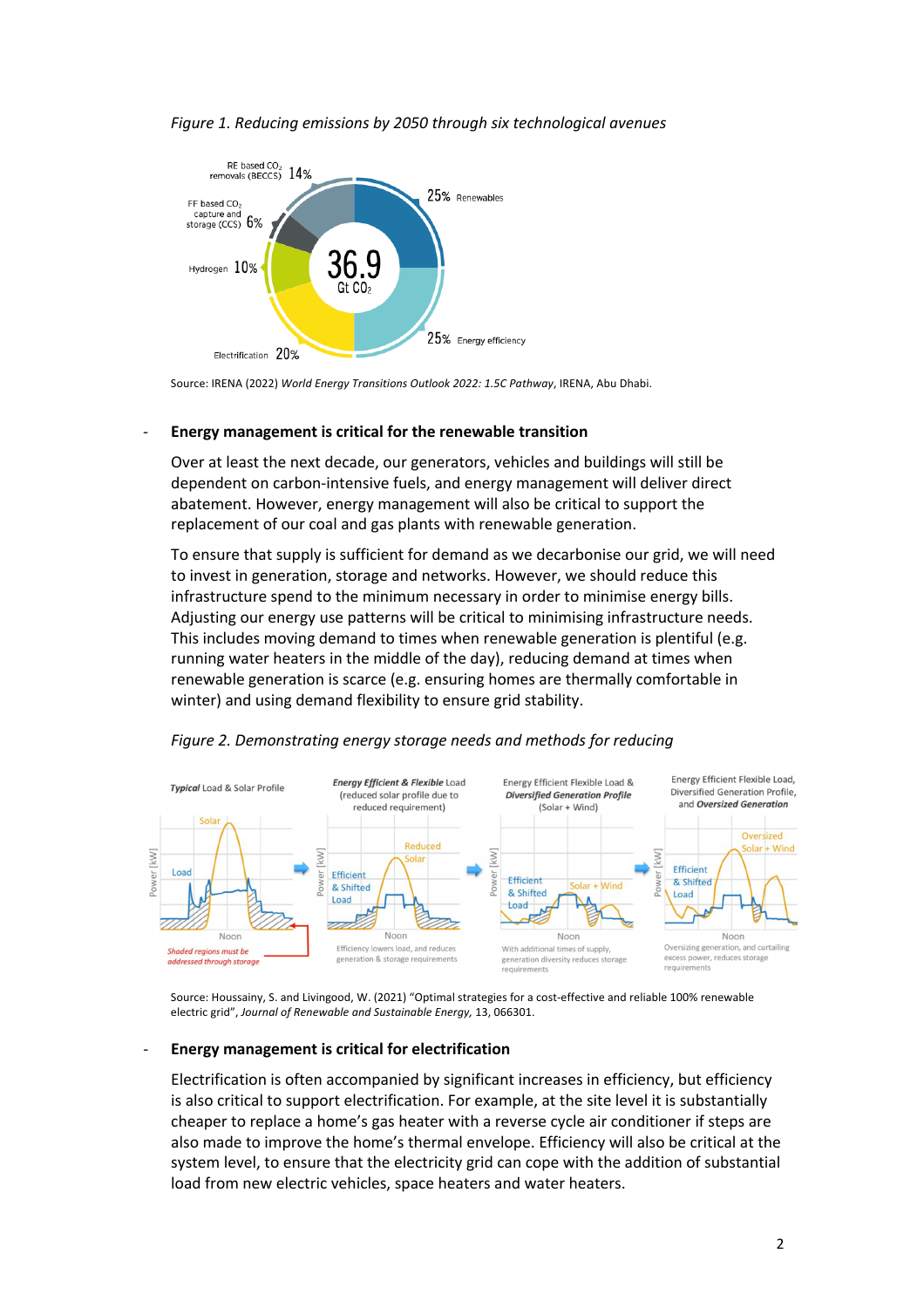*Figure 1. Reducing emissions by 2050 through six technological avenues*

Source: IRENA (2022) *World Energy Transitions Outlook 2022: 1.5C Pathway*, IRENA, Abu Dhabi.

- **Energy management is critical for the renewable transition**

  Over at least the next decade, our generators, vehicles and buildings will still be dependent on carbon-intensive fuels, and energy management will deliver direct abatement. However, energy management will also be critical to support the replacement of our coal and gas plants with renewable generation.

  To ensure that supply is sufficient for demand as we decarbonise our grid, we will need to invest in generation, storage and networks. However, we should reduce this infrastructure spend to the minimum necessary in order to minimise energy bills. Adjusting our energy use patterns will be critical to minimising infrastructure needs. This includes moving demand to times when renewable generation is plentiful (e.g. running water heaters in the middle of the day), reducing demand at times when renewable generation is scarce (e.g. ensuring homes are thermally comfortable in winter) and using demand flexibility to ensure grid stability.

*Figure 2. Demonstrating energy storage needs and methods for reducing*

Source: Houssainy, S. and Livingood, W. (2021) "Optimal strategies for a cost-effective and reliable 100% renewable electric grid", *Journal of Renewable and Sustainable Energy,* 13, 066301.

- **Energy management is critical for electrification**

  Electrification is often accompanied by significant increases in efficiency, but efficiency is also critical to support electrification. For example, at the site level it is substantially cheaper to replace a home's gas heater with a reverse cycle air conditioner if steps are also made to improve the home's thermal envelope. Efficiency will also be critical at the system level, to ensure that the electricity grid can cope with the addition of substantial load from new electric vehicles, space heaters and water heaters.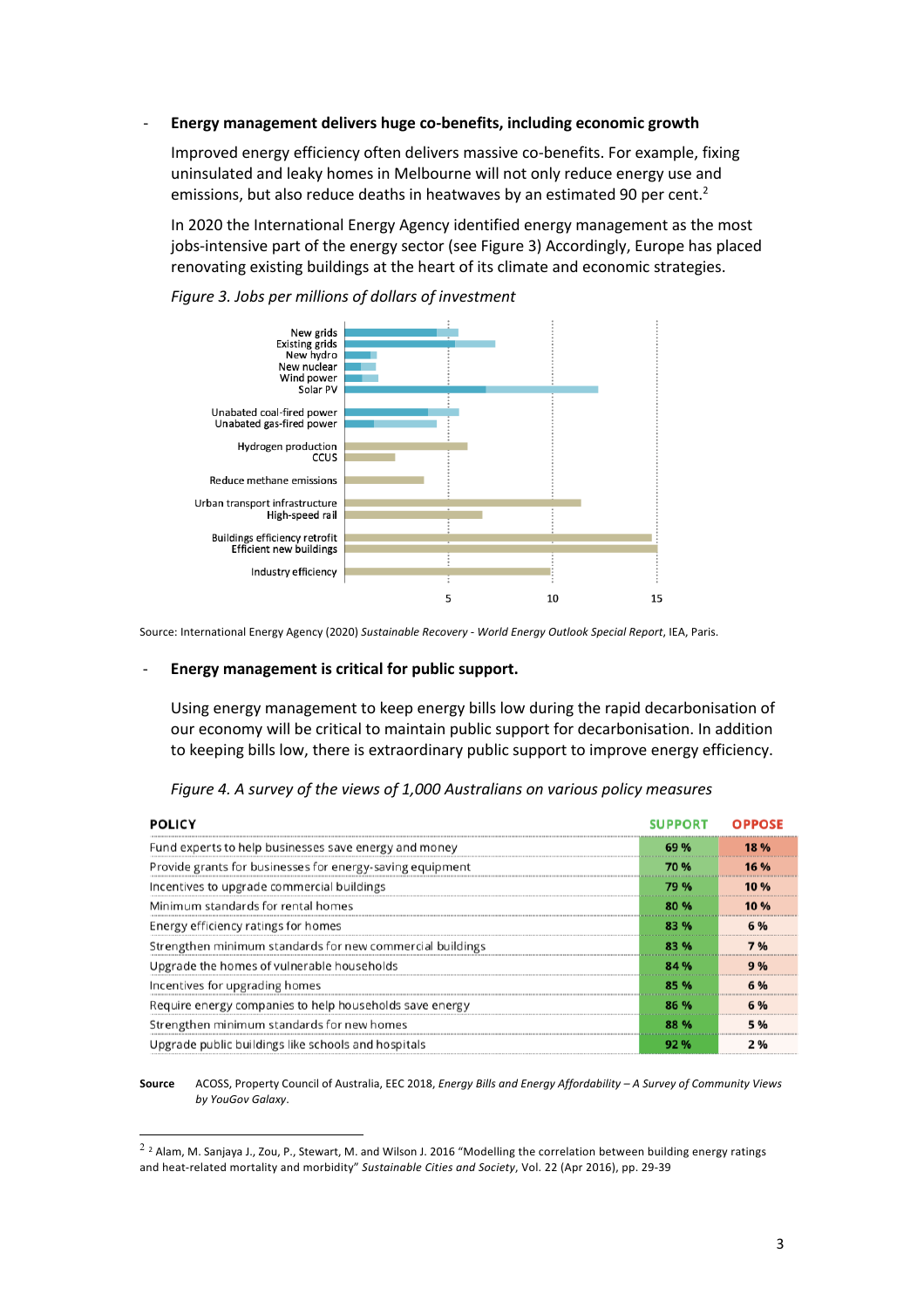- **Energy management delivers huge co-benefits, including economic growth**

  Improved energy efficiency often delivers massive co-benefits. For example, fixing uninsulated and leaky homes in Melbourne will not only reduce energy use and emissions, but also reduce deaths in heatwaves by an estimated 90 per cent.[2]

  In 2020 the International Energy Agency identified energy management as the most jobs-intensive part of the energy sector (see Figure 3) Accordingly, Europe has placed renovating existing buildings at the heart of its climate and economic strategies.

  *Figure 3. Jobs per millions of dollars of investment*

New grids
Existing grids
New hydro
New nuclear
Wind power
Solar PV

Unabated coal-fired power
Unabated gas-fired power

Hydrogen production
CCUS

Reduce methane emissions

Urban transport infrastructure
High-speed rail

Buildings efficiency retrofit
Efficient new buildings

Industry efficiency

5 10 15

Source: International Energy Agency (2020) *Sustainable Recovery - World Energy Outlook Special Report*, IEA, Paris.

- **Energy management is critical for public support.**

  Using energy management to keep energy bills low during the rapid decarbonisation of our economy will be critical to maintain public support for decarbonisation. In addition to keeping bills low, there is extraordinary public support to improve energy efficiency.

  *Figure 4. A survey of the views of 1,000 Australians on various policy measures*

| POLICY | SUPPORT | OPPOSE |
|---|---|---|
| Fund experts to help businesses save energy and money | 69 % | 18 % |
| Provide grants for businesses for energy-saving equipment | 70 % | 16 % |
| Incentives to upgrade commercial buildings | 79 % | 10 % |
| Minimum standards for rental homes | 80 % | 10 % |
| Energy efficiency ratings for homes | 83 % | 6 % |
| Strengthen minimum standards for new commercial buildings | 83 % | 7 % |
| Upgrade the homes of vulnerable households | 84 % | 9 % |
| Incentives for upgrading homes | 85 % | 6 % |
| Require energy companies to help households save energy | 86 % | 6 % |
| Strengthen minimum standards for new homes | 88 % | 5 % |
| Upgrade public buildings like schools and hospitals | 92 % | 2 % |

**Source** ACOSS, Property Council of Australia, EEC 2018, *Energy Bills and Energy Affordability – A Survey of Community Views by YouGov Galaxy*.

[2] Alam, M. Sanjaya J., Zou, P., Stewart, M. and Wilson J. 2016 "Modelling the correlation between building energy ratings and heat-related mortality and morbidity" *Sustainable Cities and Society*, Vol. 22 (Apr 2016), pp. 29-39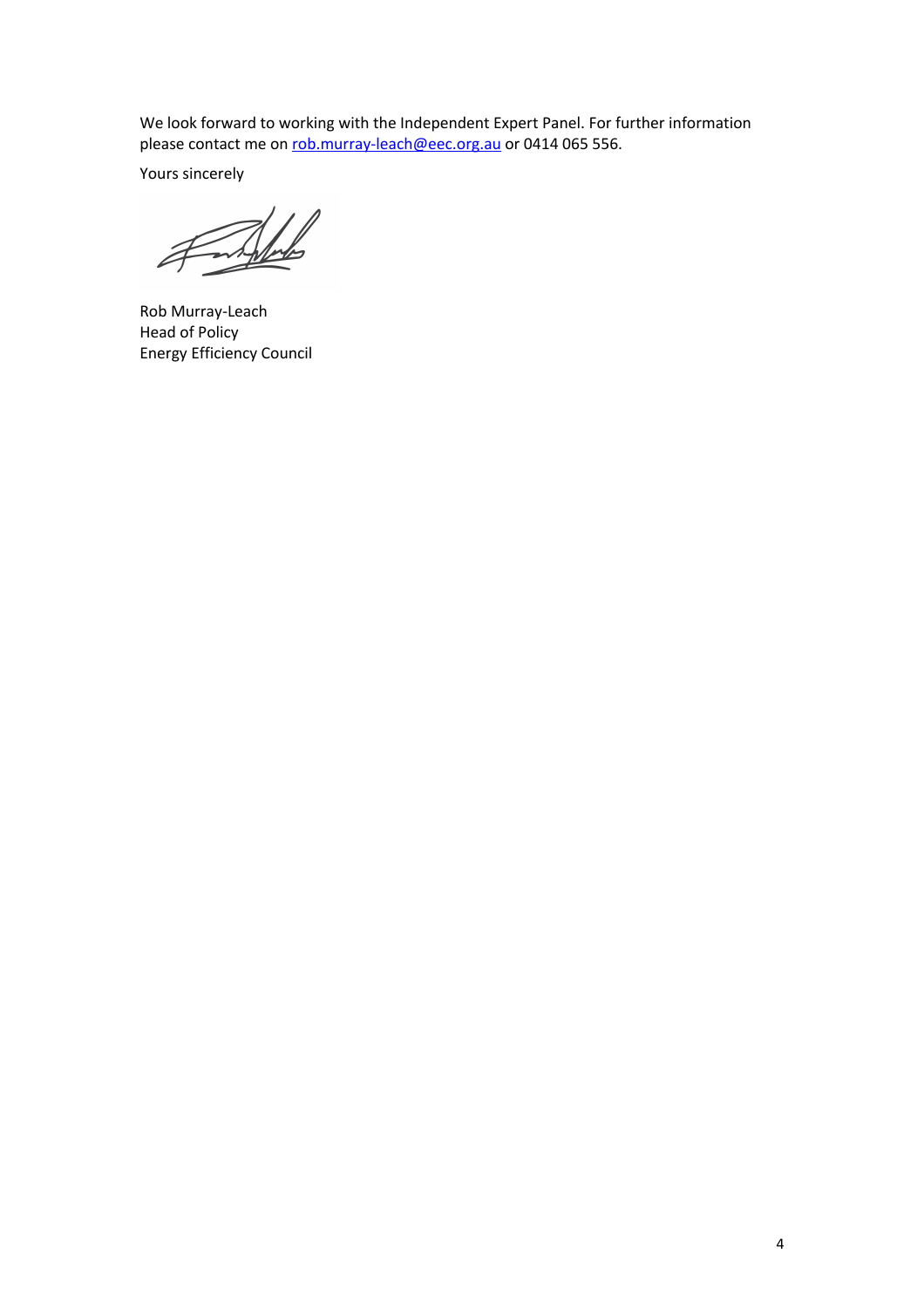We look forward to working with the Independent Expert Panel. For further information please contact me on rob.murray-leach@eec.org.au or 0414 065 556.

Yours sincerely

Rob Murray-Leach
Head of Policy
Energy Efficiency Council